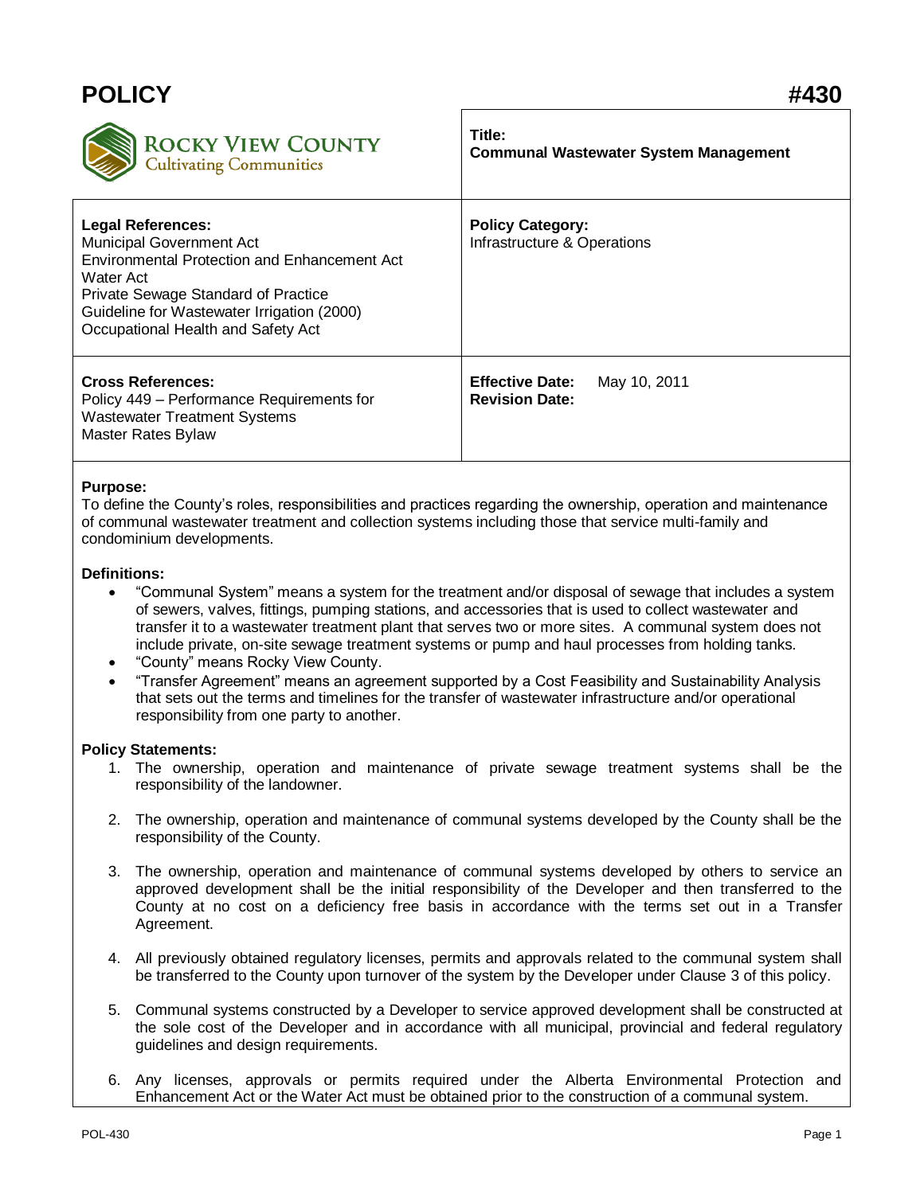# POLICY #430

| | |
|---|---|
| **Rocky View County** Cultivating Communities | **Title:** **Communal Wastewater System Management** |
| **Legal References:** Municipal Government Act Environmental Protection and Enhancement Act Water Act Private Sewage Standard of Practice Guideline for Wastewater Irrigation (2000) Occupational Health and Safety Act | **Policy Category:** Infrastructure & Operations |
| **Cross References:** Policy 449 – Performance Requirements for Wastewater Treatment Systems Master Rates Bylaw | **Effective Date:** May 10, 2011 **Revision Date:** |

**Purpose:**
To define the County's roles, responsibilities and practices regarding the ownership, operation and maintenance of communal wastewater treatment and collection systems including those that service multi-family and condominium developments.

**Definitions:**

- "Communal System" means a system for the treatment and/or disposal of sewage that includes a system of sewers, valves, fittings, pumping stations, and accessories that is used to collect wastewater and transfer it to a wastewater treatment plant that serves two or more sites. A communal system does not include private, on-site sewage treatment systems or pump and haul processes from holding tanks.
- "County" means Rocky View County.
- "Transfer Agreement" means an agreement supported by a Cost Feasibility and Sustainability Analysis that sets out the terms and timelines for the transfer of wastewater infrastructure and/or operational responsibility from one party to another.

**Policy Statements:**

1. The ownership, operation and maintenance of private sewage treatment systems shall be the responsibility of the landowner.
2. The ownership, operation and maintenance of communal systems developed by the County shall be the responsibility of the County.
3. The ownership, operation and maintenance of communal systems developed by others to service an approved development shall be the initial responsibility of the Developer and then transferred to the County at no cost on a deficiency free basis in accordance with the terms set out in a Transfer Agreement.
4. All previously obtained regulatory licenses, permits and approvals related to the communal system shall be transferred to the County upon turnover of the system by the Developer under Clause 3 of this policy.
5. Communal systems constructed by a Developer to service approved development shall be constructed at the sole cost of the Developer and in accordance with all municipal, provincial and federal regulatory guidelines and design requirements.
6. Any licenses, approvals or permits required under the Alberta Environmental Protection and Enhancement Act or the Water Act must be obtained prior to the construction of a communal system.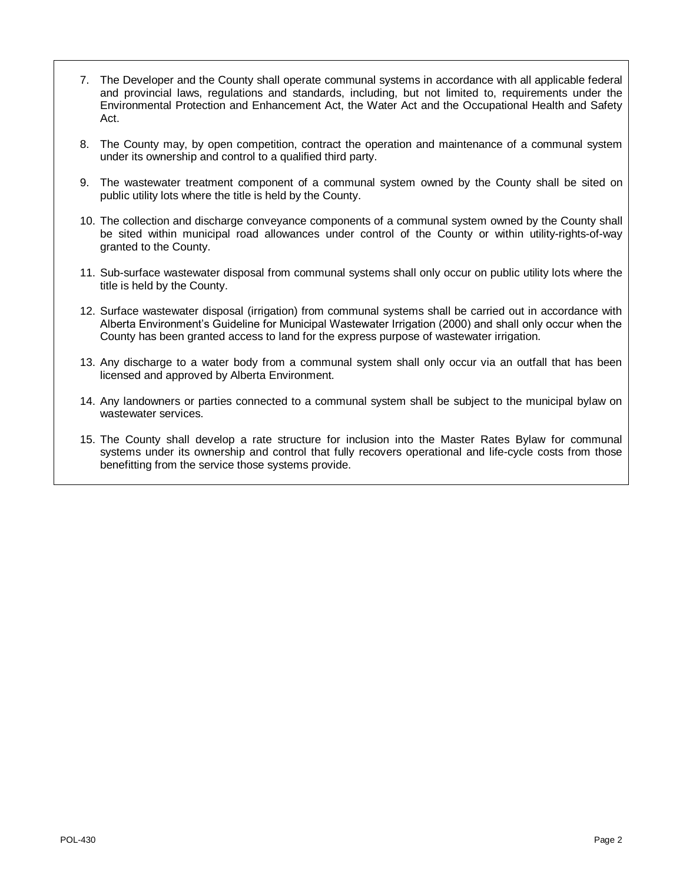7. The Developer and the County shall operate communal systems in accordance with all applicable federal and provincial laws, regulations and standards, including, but not limited to, requirements under the Environmental Protection and Enhancement Act, the Water Act and the Occupational Health and Safety Act.

8. The County may, by open competition, contract the operation and maintenance of a communal system under its ownership and control to a qualified third party.

9. The wastewater treatment component of a communal system owned by the County shall be sited on public utility lots where the title is held by the County.

10. The collection and discharge conveyance components of a communal system owned by the County shall be sited within municipal road allowances under control of the County or within utility-rights-of-way granted to the County.

11. Sub-surface wastewater disposal from communal systems shall only occur on public utility lots where the title is held by the County.

12. Surface wastewater disposal (irrigation) from communal systems shall be carried out in accordance with Alberta Environment's Guideline for Municipal Wastewater Irrigation (2000) and shall only occur when the County has been granted access to land for the express purpose of wastewater irrigation.

13. Any discharge to a water body from a communal system shall only occur via an outfall that has been licensed and approved by Alberta Environment.

14. Any landowners or parties connected to a communal system shall be subject to the municipal bylaw on wastewater services.

15. The County shall develop a rate structure for inclusion into the Master Rates Bylaw for communal systems under its ownership and control that fully recovers operational and life-cycle costs from those benefitting from the service those systems provide.